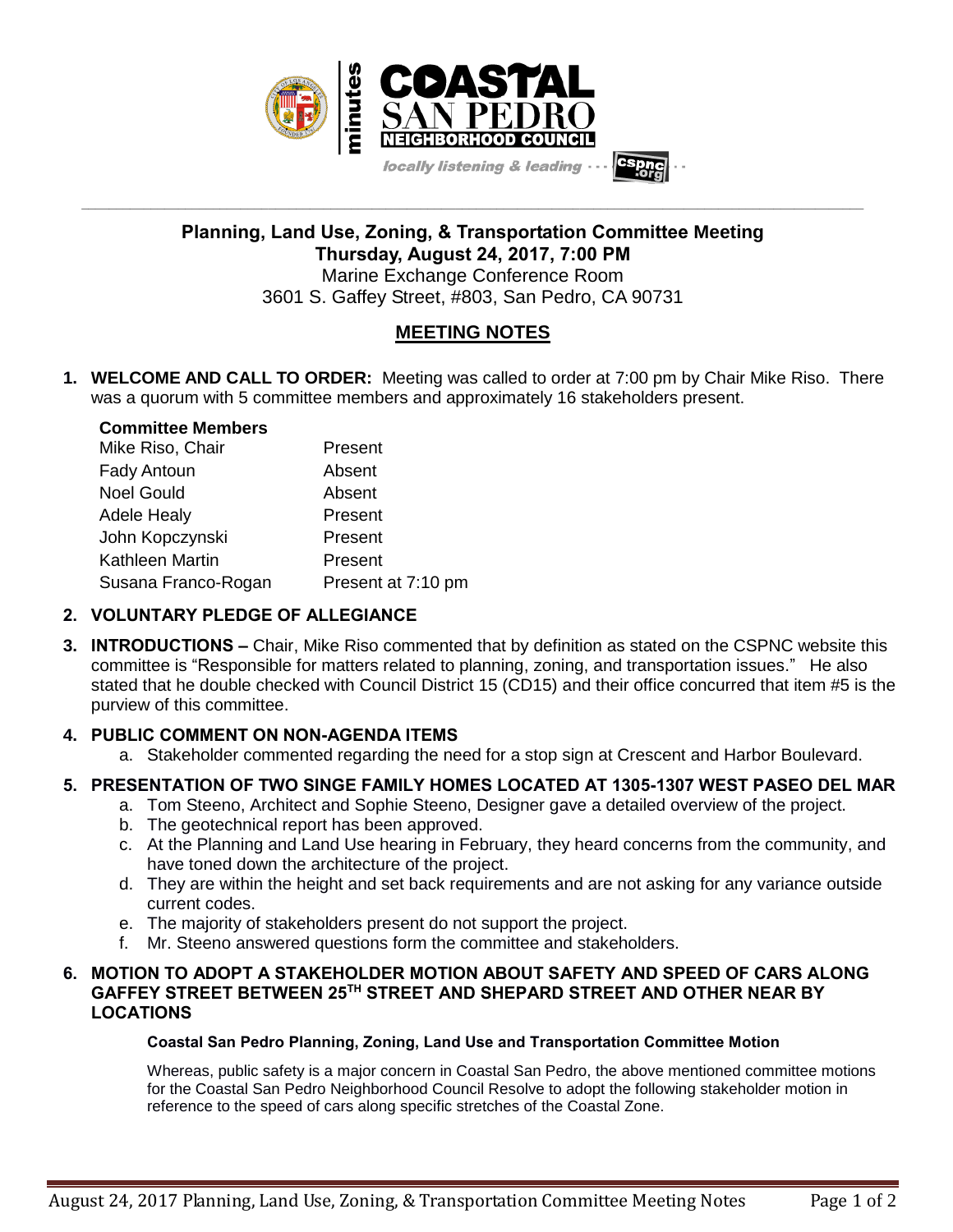# Planning, Land Use, Zoning, & Transportation Committee Meeting

**Thursday, August 24, 2017, 7:00 PM**

Marine Exchange Conference Room

3601 S. Gaffey Street, #803, San Pedro, CA 90731

## MEETING NOTES

1. **WELCOME AND CALL TO ORDER:** Meeting was called to order at 7:00 pm by Chair Mike Riso. There was a quorum with 5 committee members and approximately 16 stakeholders present.

   **Committee Members**

   | | |
   |---|---|
   | Mike Riso, Chair | Present |
   | Fady Antoun | Absent |
   | Noel Gould | Absent |
   | Adele Healy | Present |
   | John Kopczynski | Present |
   | Kathleen Martin | Present |
   | Susana Franco-Rogan | Present at 7:10 pm |

2. **VOLUNTARY PLEDGE OF ALLEGIANCE**

3. **INTRODUCTIONS –** Chair, Mike Riso commented that by definition as stated on the CSPNC website this committee is "Responsible for matters related to planning, zoning, and transportation issues." He also stated that he double checked with Council District 15 (CD15) and their office concurred that item #5 is the purview of this committee.

4. **PUBLIC COMMENT ON NON-AGENDA ITEMS**
   a. Stakeholder commented regarding the need for a stop sign at Crescent and Harbor Boulevard.

5. **PRESENTATION OF TWO SINGE FAMILY HOMES LOCATED AT 1305-1307 WEST PASEO DEL MAR**
   a. Tom Steeno, Architect and Sophie Steeno, Designer gave a detailed overview of the project.
   b. The geotechnical report has been approved.
   c. At the Planning and Land Use hearing in February, they heard concerns from the community, and have toned down the architecture of the project.
   d. They are within the height and set back requirements and are not asking for any variance outside current codes.
   e. The majority of stakeholders present do not support the project.
   f. Mr. Steeno answered questions form the committee and stakeholders.

6. **MOTION TO ADOPT A STAKEHOLDER MOTION ABOUT SAFETY AND SPEED OF CARS ALONG GAFFEY STREET BETWEEN 25TH STREET AND SHEPARD STREET AND OTHER NEAR BY LOCATIONS**

   **Coastal San Pedro Planning, Zoning, Land Use and Transportation Committee Motion**

   Whereas, public safety is a major concern in Coastal San Pedro, the above mentioned committee motions for the Coastal San Pedro Neighborhood Council Resolve to adopt the following stakeholder motion in reference to the speed of cars along specific stretches of the Coastal Zone.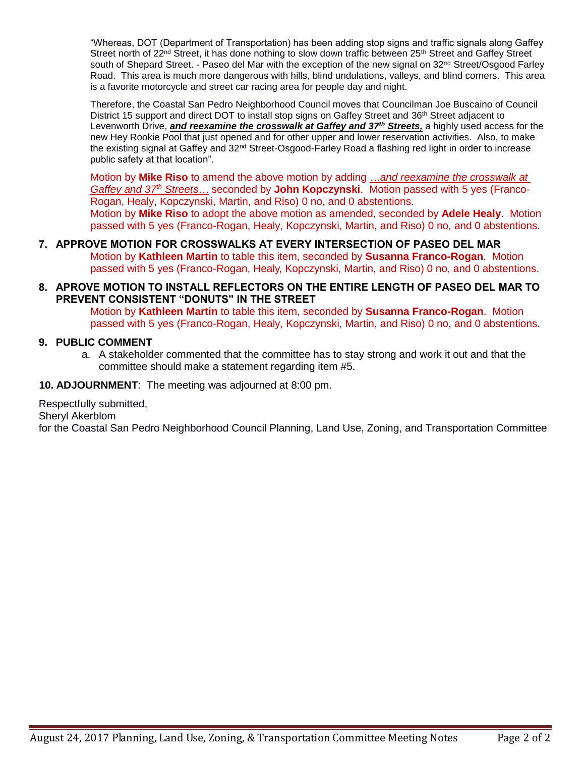"Whereas, DOT (Department of Transportation) has been adding stop signs and traffic signals along Gaffey Street north of 22nd Street, it has done nothing to slow down traffic between 25th Street and Gaffey Street south of Shepard Street. - Paseo del Mar with the exception of the new signal on 32nd Street/Osgood Farley Road. This area is much more dangerous with hills, blind undulations, valleys, and blind corners. This area is a favorite motorcycle and street car racing area for people day and night.

Therefore, the Coastal San Pedro Neighborhood Council moves that Councilman Joe Buscaino of Council District 15 support and direct DOT to install stop signs on Gaffey Street and 36th Street adjacent to Levenworth Drive, ***and reexamine the crosswalk at Gaffey and 37th Streets,*** a highly used access for the new Hey Rookie Pool that just opened and for other upper and lower reservation activities. Also, to make the existing signal at Gaffey and 32nd Street-Osgood-Farley Road a flashing red light in order to increase public safety at that location".

Motion by **Mike Riso** to amend the above motion by adding *…and reexamine the crosswalk at Gaffey and 37th Streets…* seconded by **John Kopczynski**. Motion passed with 5 yes (Franco-Rogan, Healy, Kopczynski, Martin, and Riso) 0 no, and 0 abstentions.
Motion by **Mike Riso** to adopt the above motion as amended, seconded by **Adele Healy**. Motion passed with 5 yes (Franco-Rogan, Healy, Kopczynski, Martin, and Riso) 0 no, and 0 abstentions.

**7. APPROVE MOTION FOR CROSSWALKS AT EVERY INTERSECTION OF PASEO DEL MAR**

Motion by **Kathleen Martin** to table this item, seconded by **Susanna Franco-Rogan**. Motion passed with 5 yes (Franco-Rogan, Healy, Kopczynski, Martin, and Riso) 0 no, and 0 abstentions.

**8. APROVE MOTION TO INSTALL REFLECTORS ON THE ENTIRE LENGTH OF PASEO DEL MAR TO PREVENT CONSISTENT "DONUTS" IN THE STREET**

Motion by **Kathleen Martin** to table this item, seconded by **Susanna Franco-Rogan**. Motion passed with 5 yes (Franco-Rogan, Healy, Kopczynski, Martin, and Riso) 0 no, and 0 abstentions.

**9. PUBLIC COMMENT**

a. A stakeholder commented that the committee has to stay strong and work it out and that the committee should make a statement regarding item #5.

**10. ADJOURNMENT**: The meeting was adjourned at 8:00 pm.

Respectfully submitted,
Sheryl Akerblom
for the Coastal San Pedro Neighborhood Council Planning, Land Use, Zoning, and Transportation Committee